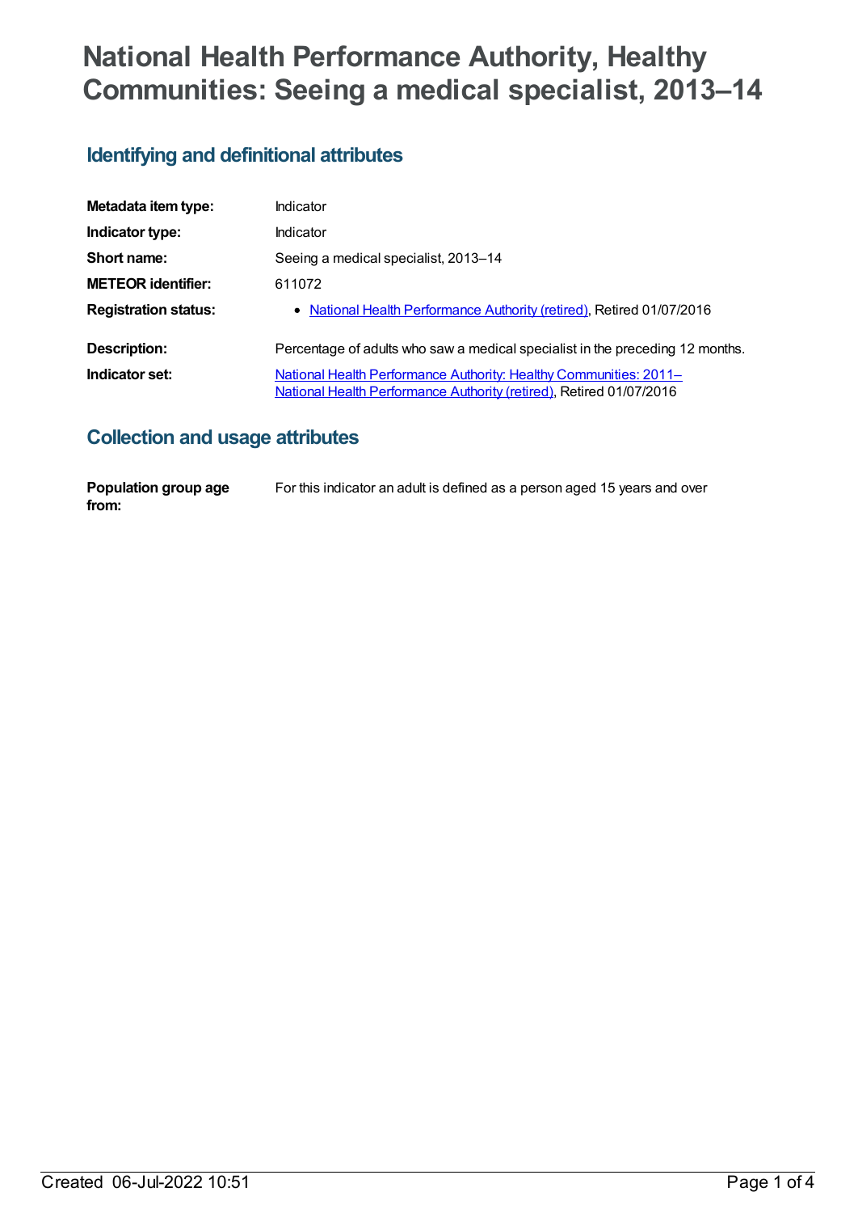# National Health Performance Authority, Healthy Communities: Seeing a medical specialist, 2013–14

## Identifying and definitional attributes

| | |
|---|---|
| **Metadata item type:** | Indicator |
| **Indicator type:** | Indicator |
| **Short name:** | Seeing a medical specialist, 2013–14 |
| **METEOR identifier:** | 611072 |
| **Registration status:** | • National Health Performance Authority (retired), Retired 01/07/2016 |
| **Description:** | Percentage of adults who saw a medical specialist in the preceding 12 months. |
| **Indicator set:** | National Health Performance Authority: Healthy Communities: 2011– National Health Performance Authority (retired), Retired 01/07/2016 |

## Collection and usage attributes

| | |
|---|---|
| **Population group age from:** | For this indicator an adult is defined as a person aged 15 years and over |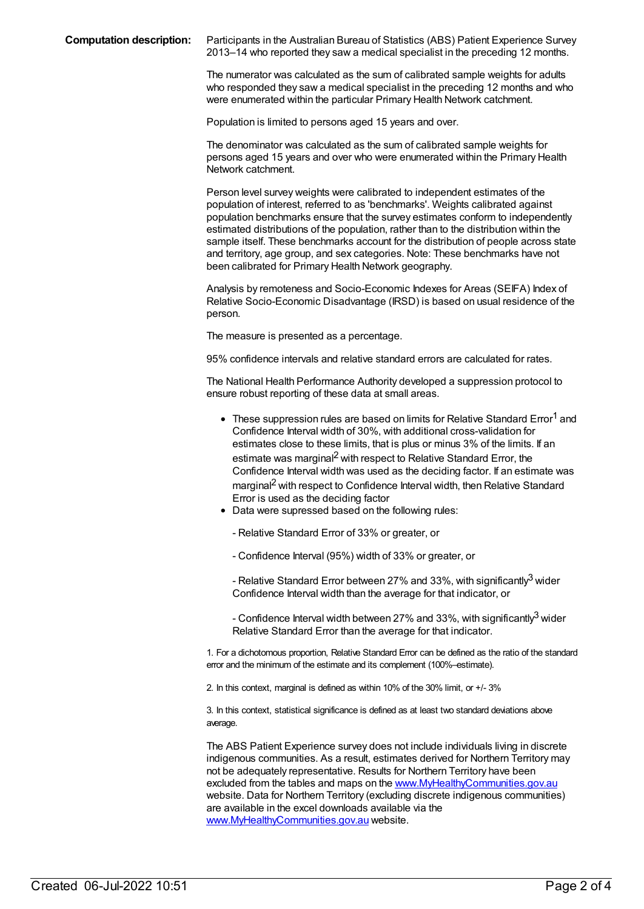**Computation description:** Participants in the Australian Bureau of Statistics (ABS) Patient Experience Survey 2013–14 who reported they saw a medical specialist in the preceding 12 months.

The numerator was calculated as the sum of calibrated sample weights for adults who responded they saw a medical specialist in the preceding 12 months and who were enumerated within the particular Primary Health Network catchment.

Population is limited to persons aged 15 years and over.

The denominator was calculated as the sum of calibrated sample weights for persons aged 15 years and over who were enumerated within the Primary Health Network catchment.

Person level survey weights were calibrated to independent estimates of the population of interest, referred to as 'benchmarks'. Weights calibrated against population benchmarks ensure that the survey estimates conform to independently estimated distributions of the population, rather than to the distribution within the sample itself. These benchmarks account for the distribution of people across state and territory, age group, and sex categories. Note: These benchmarks have not been calibrated for Primary Health Network geography.

Analysis by remoteness and Socio-Economic Indexes for Areas (SEIFA) Index of Relative Socio-Economic Disadvantage (IRSD) is based on usual residence of the person.

The measure is presented as a percentage.

95% confidence intervals and relative standard errors are calculated for rates.

The National Health Performance Authority developed a suppression protocol to ensure robust reporting of these data at small areas.

- These suppression rules are based on limits for Relative Standard Error[1] and Confidence Interval width of 30%, with additional cross-validation for estimates close to these limits, that is plus or minus 3% of the limits. If an estimate was marginal[2] with respect to Relative Standard Error, the Confidence Interval width was used as the deciding factor. If an estimate was marginal[2] with respect to Confidence Interval width, then Relative Standard Error is used as the deciding factor
- Data were supressed based on the following rules:

  - Relative Standard Error of 33% or greater, or

  - Confidence Interval (95%) width of 33% or greater, or

  - Relative Standard Error between 27% and 33%, with significantly[3] wider Confidence Interval width than the average for that indicator, or

  - Confidence Interval width between 27% and 33%, with significantly[3] wider Relative Standard Error than the average for that indicator.

1. For a dichotomous proportion, Relative Standard Error can be defined as the ratio of the standard error and the minimum of the estimate and its complement (100%–estimate).

2. In this context, marginal is defined as within 10% of the 30% limit, or +/- 3%

3. In this context, statistical significance is defined as at least two standard deviations above average.

The ABS Patient Experience survey does not include individuals living in discrete indigenous communities. As a result, estimates derived for Northern Territory may not be adequately representative. Results for Northern Territory have been excluded from the tables and maps on the www.MyHealthyCommunities.gov.au website. Data for Northern Territory (excluding discrete indigenous communities) are available in the excel downloads available via the www.MyHealthyCommunities.gov.au website.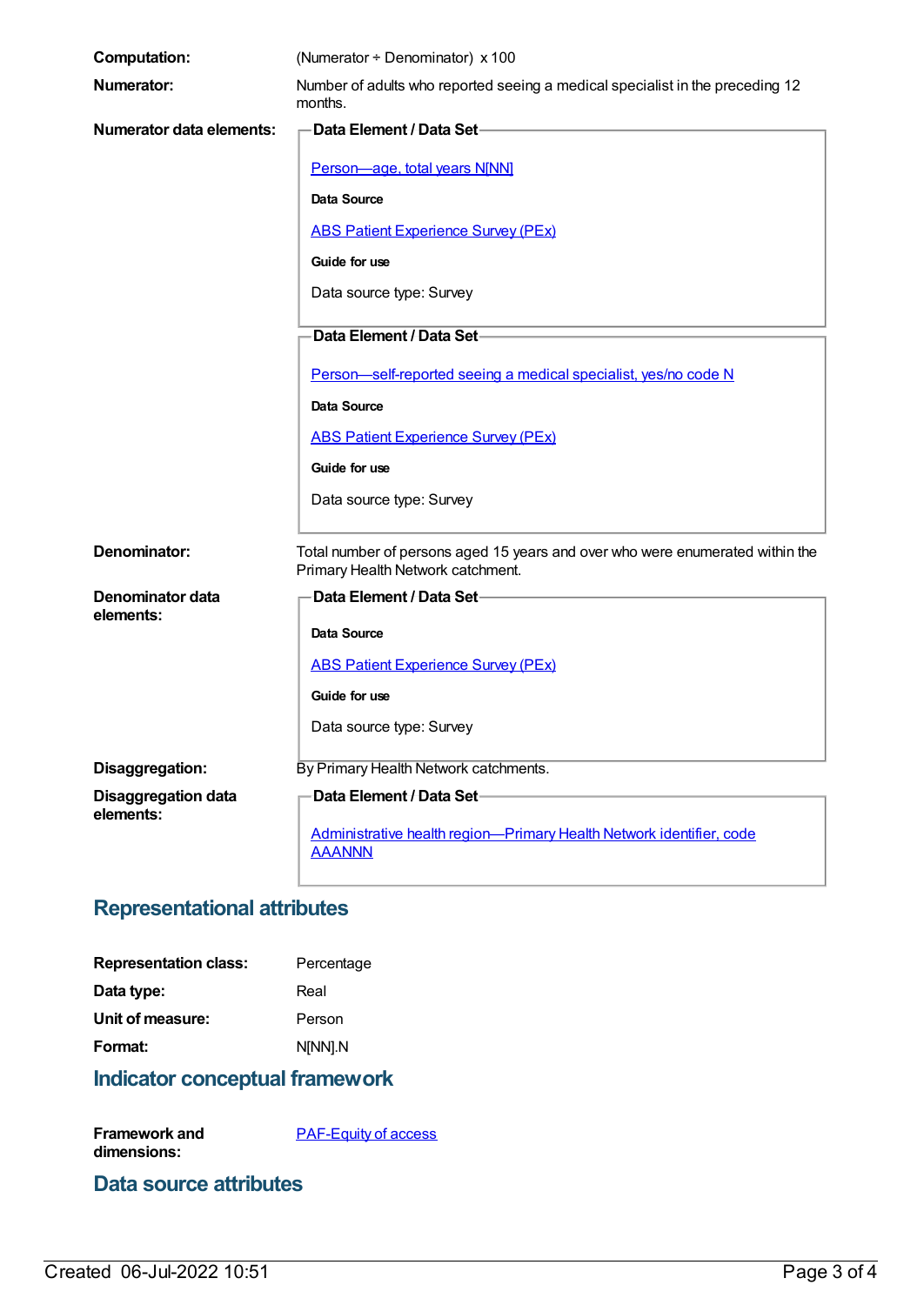**Computation:** (Numerator ÷ Denominator) x 100

**Numerator:** Number of adults who reported seeing a medical specialist in the preceding 12 months.

**Numerator data elements:**

**Data Element / Data Set**

[Person—age, total years N[NN]]

**Data Source**

[ABS Patient Experience Survey (PEx)]

**Guide for use**

Data source type: Survey

**Data Element / Data Set**

[Person—self-reported seeing a medical specialist, yes/no code N]

**Data Source**

[ABS Patient Experience Survey (PEx)]

**Guide for use**

Data source type: Survey

**Denominator:** Total number of persons aged 15 years and over who were enumerated within the Primary Health Network catchment.

**Denominator data elements:**

**Data Element / Data Set**

**Data Source**

[ABS Patient Experience Survey (PEx)]

**Guide for use**

Data source type: Survey

**Disaggregation:** By Primary Health Network catchments.

**Disaggregation data elements:**

**Data Element / Data Set**

[Administrative health region—Primary Health Network identifier, code AAANNN]

## Representational attributes

**Representation class:** Percentage

**Data type:** Real

**Unit of measure:** Person

**Format:** N[NN].N

## Indicator conceptual framework

**Framework and dimensions:** [PAF-Equity of access]

## Data source attributes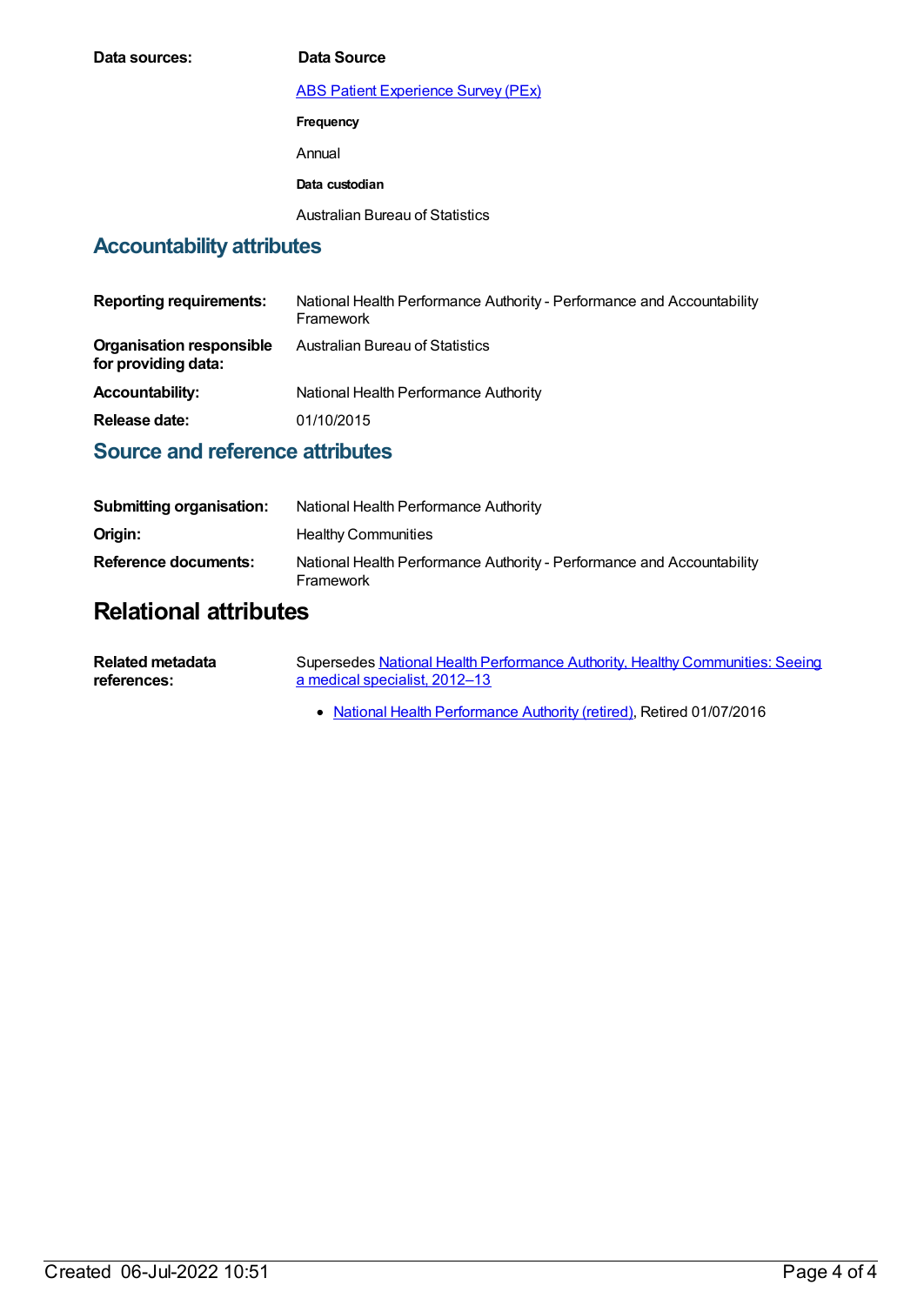**Data sources:**

**Data Source**

ABS Patient Experience Survey (PEx)

**Frequency**

Annual

**Data custodian**

Australian Bureau of Statistics

## Accountability attributes

| | |
|---|---|
| **Reporting requirements:** | National Health Performance Authority - Performance and Accountability Framework |
| **Organisation responsible for providing data:** | Australian Bureau of Statistics |
| **Accountability:** | National Health Performance Authority |
| **Release date:** | 01/10/2015 |

## Source and reference attributes

| | |
|---|---|
| **Submitting organisation:** | National Health Performance Authority |
| **Origin:** | Healthy Communities |
| **Reference documents:** | National Health Performance Authority - Performance and Accountability Framework |

# Relational attributes

**Related metadata references:**

Supersedes National Health Performance Authority, Healthy Communities: Seeing a medical specialist, 2012–13

- National Health Performance Authority (retired), Retired 01/07/2016